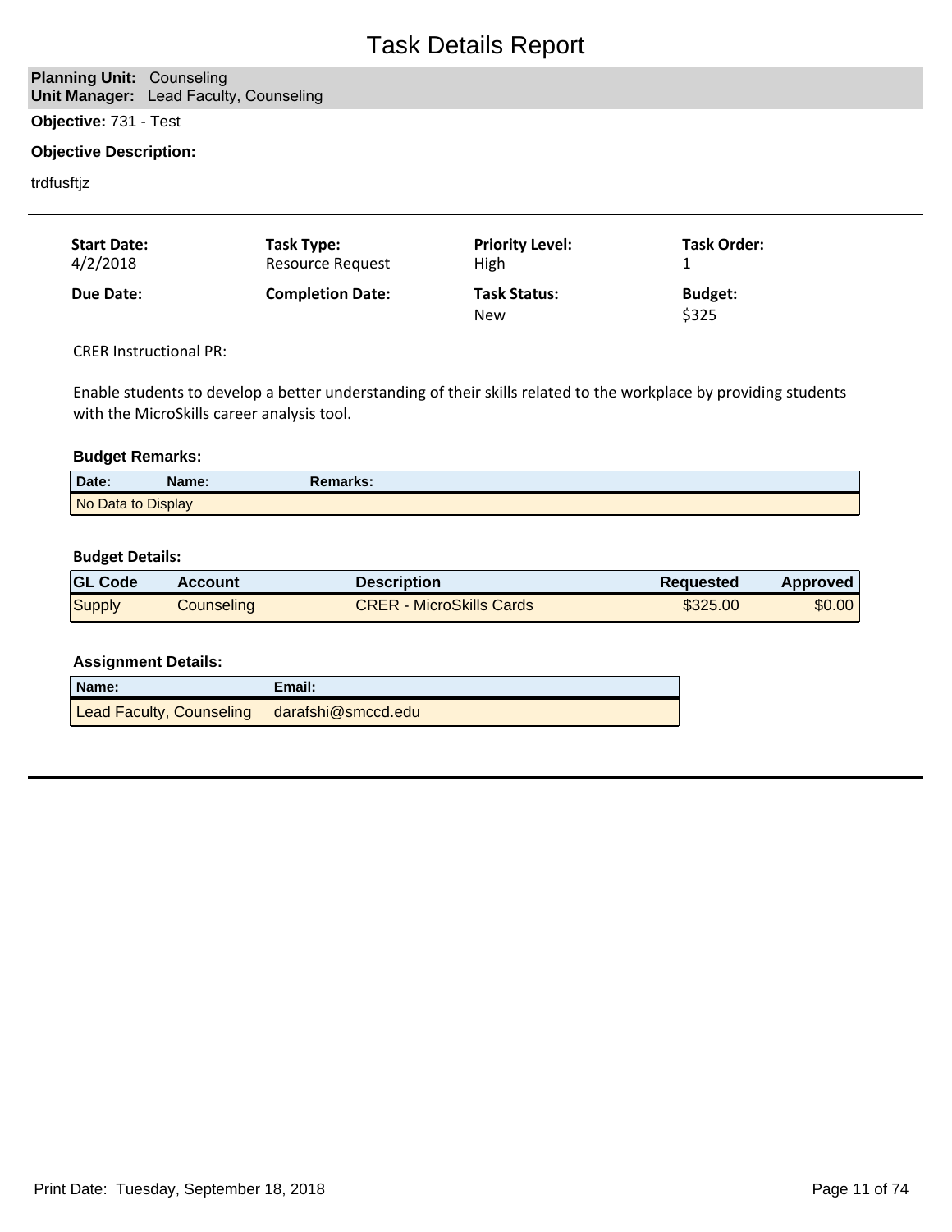# Task Details Report

**Planning Unit:** Counseling
**Unit Manager:** Lead Faculty, Counseling

**Objective:** 731 - Test

**Objective Description:**

trdfusftjz

| **Start Date:** | **Task Type:** | **Priority Level:** | **Task Order:** |
|---|---|---|---|
| 4/2/2018 | Resource Request | High | 1 |
| **Due Date:** | **Completion Date:** | **Task Status:** | **Budget:** |
| | | New | $325 |

CRER Instructional PR:

Enable students to develop a better understanding of their skills related to the workplace by providing students with the MicroSkills career analysis tool.

**Budget Remarks:**

| Date: | Name: | Remarks: |
|---|---|---|
| No Data to Display | | |

**Budget Details:**

| GL Code | Account | Description | Requested | Approved |
|---|---|---|---|---|
| Supply | Counseling | CRER - MicroSkills Cards | $325.00 | $0.00 |

**Assignment Details:**

| Name: | Email: |
|---|---|
| Lead Faculty, Counseling | darafshi@smccd.edu |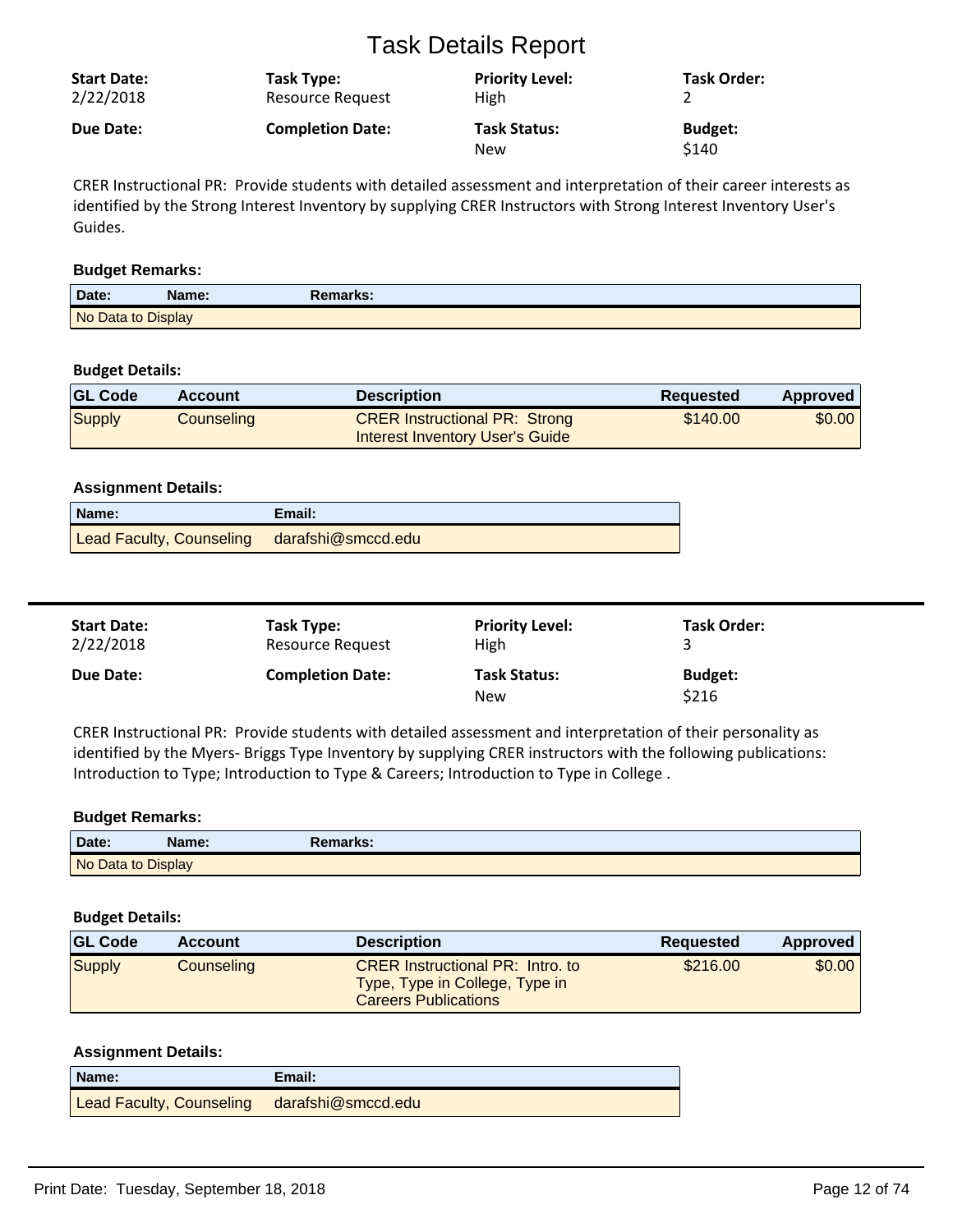# Task Details Report

| Start Date: | Task Type: | Priority Level: | Task Order: |
|---|---|---|---|
| 2/22/2018 | Resource Request | High | 2 |
| **Due Date:** | **Completion Date:** | **Task Status:** | **Budget:** |
| | | New | $140 |

CRER Instructional PR: Provide students with detailed assessment and interpretation of their career interests as identified by the Strong Interest Inventory by supplying CRER Instructors with Strong Interest Inventory User's Guides.

**Budget Remarks:**

| Date: | Name: | Remarks: |
|---|---|---|
| No Data to Display | | |

**Budget Details:**

| GL Code | Account | Description | Requested | Approved |
|---|---|---|---|---|
| Supply | Counseling | CRER Instructional PR: Strong Interest Inventory User's Guide | $140.00 | $0.00 |

**Assignment Details:**

| Name: | Email: |
|---|---|
| Lead Faculty, Counseling | darafshi@smccd.edu |

---

| Start Date: | Task Type: | Priority Level: | Task Order: |
|---|---|---|---|
| 2/22/2018 | Resource Request | High | 3 |
| **Due Date:** | **Completion Date:** | **Task Status:** | **Budget:** |
| | | New | $216 |

CRER Instructional PR: Provide students with detailed assessment and interpretation of their personality as identified by the Myers- Briggs Type Inventory by supplying CRER instructors with the following publications: Introduction to Type; Introduction to Type & Careers; Introduction to Type in College .

**Budget Remarks:**

| Date: | Name: | Remarks: |
|---|---|---|
| No Data to Display | | |

**Budget Details:**

| GL Code | Account | Description | Requested | Approved |
|---|---|---|---|---|
| Supply | Counseling | CRER Instructional PR: Intro. to Type, Type in College, Type in Careers Publications | $216.00 | $0.00 |

**Assignment Details:**

| Name: | Email: |
|---|---|
| Lead Faculty, Counseling | darafshi@smccd.edu |

Print Date: Tuesday, September 18, 2018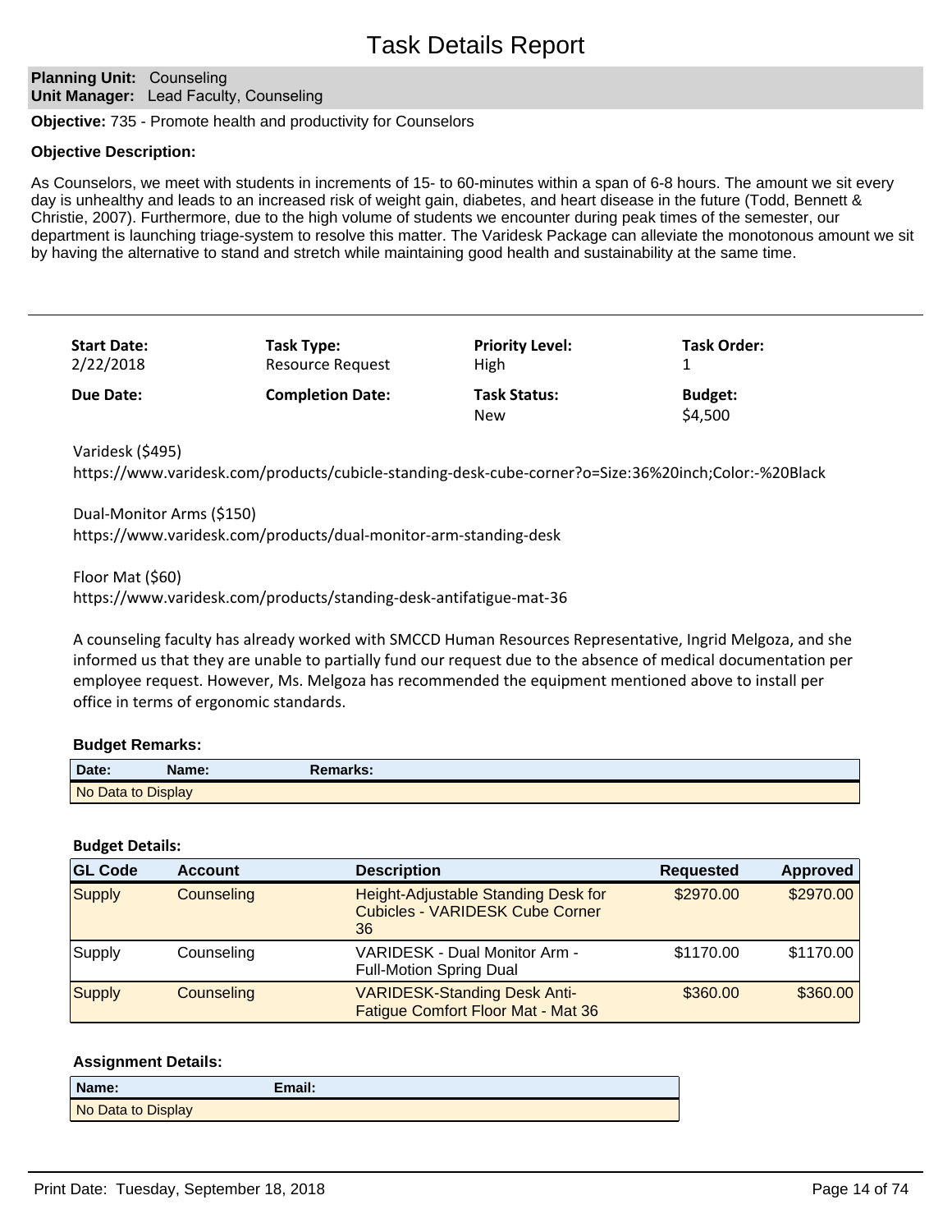# Task Details Report

**Planning Unit:** Counseling
**Unit Manager:** Lead Faculty, Counseling

**Objective:** 735 - Promote health and productivity for Counselors

**Objective Description:**

As Counselors, we meet with students in increments of 15- to 60-minutes within a span of 6-8 hours. The amount we sit every day is unhealthy and leads to an increased risk of weight gain, diabetes, and heart disease in the future (Todd, Bennett & Christie, 2007). Furthermore, due to the high volume of students we encounter during peak times of the semester, our department is launching triage-system to resolve this matter. The Varidesk Package can alleviate the monotonous amount we sit by having the alternative to stand and stretch while maintaining good health and sustainability at the same time.

---

| **Start Date:** | **Task Type:** | **Priority Level:** | **Task Order:** |
|---|---|---|---|
| 2/22/2018 | Resource Request | High | 1 |
| **Due Date:** | **Completion Date:** | **Task Status:** | **Budget:** |
| | | New | $4,500 |

Varidesk ($495)
https://www.varidesk.com/products/cubicle-standing-desk-cube-corner?o=Size:36%20inch;Color:-%20Black

Dual-Monitor Arms ($150)
https://www.varidesk.com/products/dual-monitor-arm-standing-desk

Floor Mat ($60)
https://www.varidesk.com/products/standing-desk-antifatigue-mat-36

A counseling faculty has already worked with SMCCD Human Resources Representative, Ingrid Melgoza, and she informed us that they are unable to partially fund our request due to the absence of medical documentation per employee request. However, Ms. Melgoza has recommended the equipment mentioned above to install per office in terms of ergonomic standards.

**Budget Remarks:**

| Date: | Name: | Remarks: |
|---|---|---|
| No Data to Display | | |

**Budget Details:**

| GL Code | Account | Description | Requested | Approved |
|---|---|---|---|---|
| Supply | Counseling | Height-Adjustable Standing Desk for Cubicles - VARIDESK Cube Corner 36 | $2970.00 | $2970.00 |
| Supply | Counseling | VARIDESK - Dual Monitor Arm - Full-Motion Spring Dual | $1170.00 | $1170.00 |
| Supply | Counseling | VARIDESK-Standing Desk Anti-Fatigue Comfort Floor Mat - Mat 36 | $360.00 | $360.00 |

**Assignment Details:**

| Name: | Email: |
|---|---|
| No Data to Display | |

Print Date: Tuesday, September 18, 2018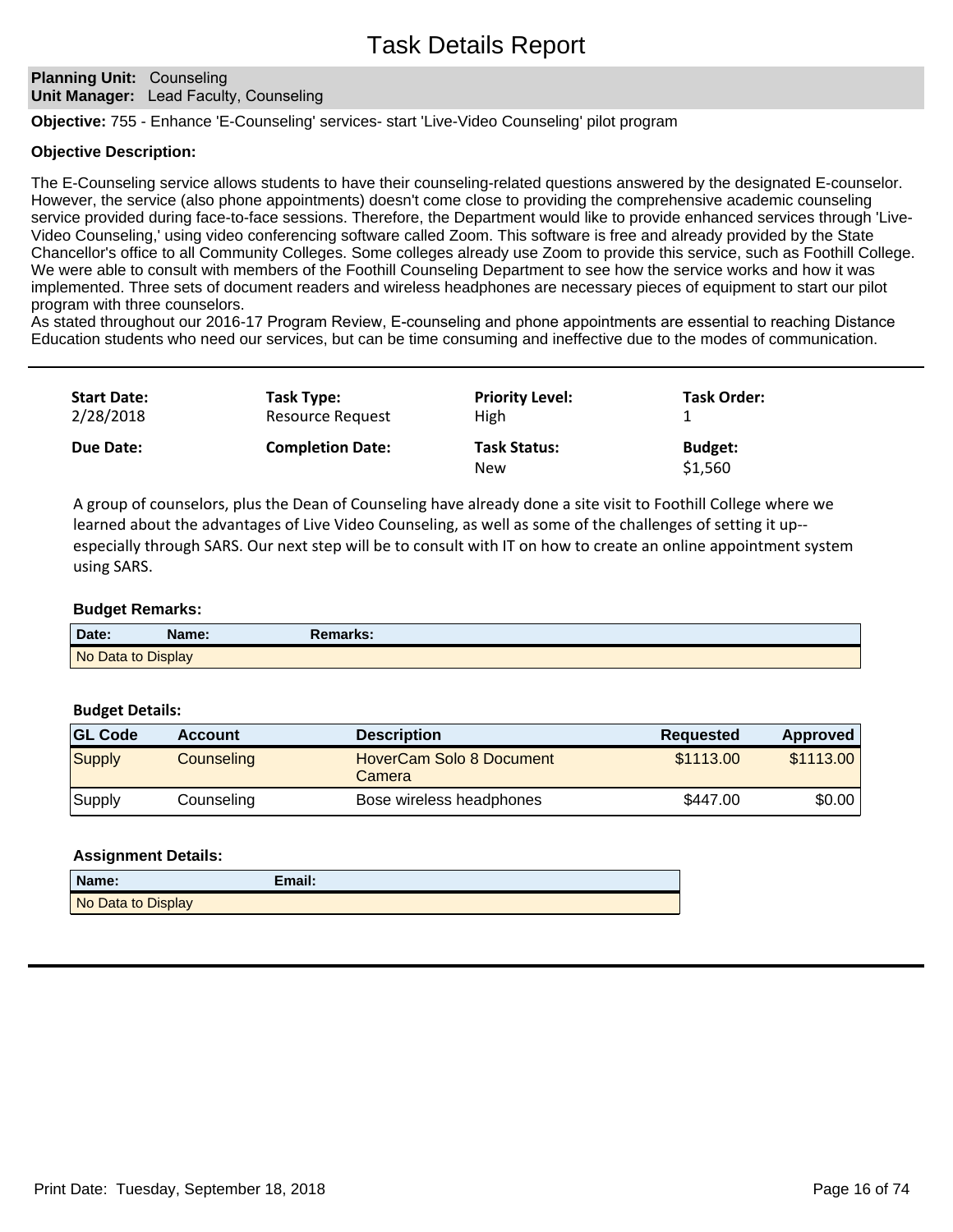# Task Details Report

**Planning Unit:** Counseling
**Unit Manager:** Lead Faculty, Counseling

**Objective:** 755 - Enhance 'E-Counseling' services- start 'Live-Video Counseling' pilot program

**Objective Description:**

The E-Counseling service allows students to have their counseling-related questions answered by the designated E-counselor. However, the service (also phone appointments) doesn't come close to providing the comprehensive academic counseling service provided during face-to-face sessions. Therefore, the Department would like to provide enhanced services through 'Live-Video Counseling,' using video conferencing software called Zoom. This software is free and already provided by the State Chancellor's office to all Community Colleges. Some colleges already use Zoom to provide this service, such as Foothill College. We were able to consult with members of the Foothill Counseling Department to see how the service works and how it was implemented. Three sets of document readers and wireless headphones are necessary pieces of equipment to start our pilot program with three counselors.
As stated throughout our 2016-17 Program Review, E-counseling and phone appointments are essential to reaching Distance Education students who need our services, but can be time consuming and ineffective due to the modes of communication.

---

| | | | |
|---|---|---|---|
| **Start Date:** 2/28/2018 | **Task Type:** Resource Request | **Priority Level:** High | **Task Order:** 1 |
| **Due Date:** | **Completion Date:** | **Task Status:** New | **Budget:** $1,560 |

A group of counselors, plus the Dean of Counseling have already done a site visit to Foothill College where we learned about the advantages of Live Video Counseling, as well as some of the challenges of setting it up--especially through SARS. Our next step will be to consult with IT on how to create an online appointment system using SARS.

**Budget Remarks:**

| Date: | Name: | Remarks: |
|---|---|---|
| No Data to Display | | |

**Budget Details:**

| GL Code | Account | Description | Requested | Approved |
|---|---|---|---|---|
| Supply | Counseling | HoverCam Solo 8 Document Camera | $1113.00 | $1113.00 |
| Supply | Counseling | Bose wireless headphones | $447.00 | $0.00 |

**Assignment Details:**

| Name: | Email: |
|---|---|
| No Data to Display | |